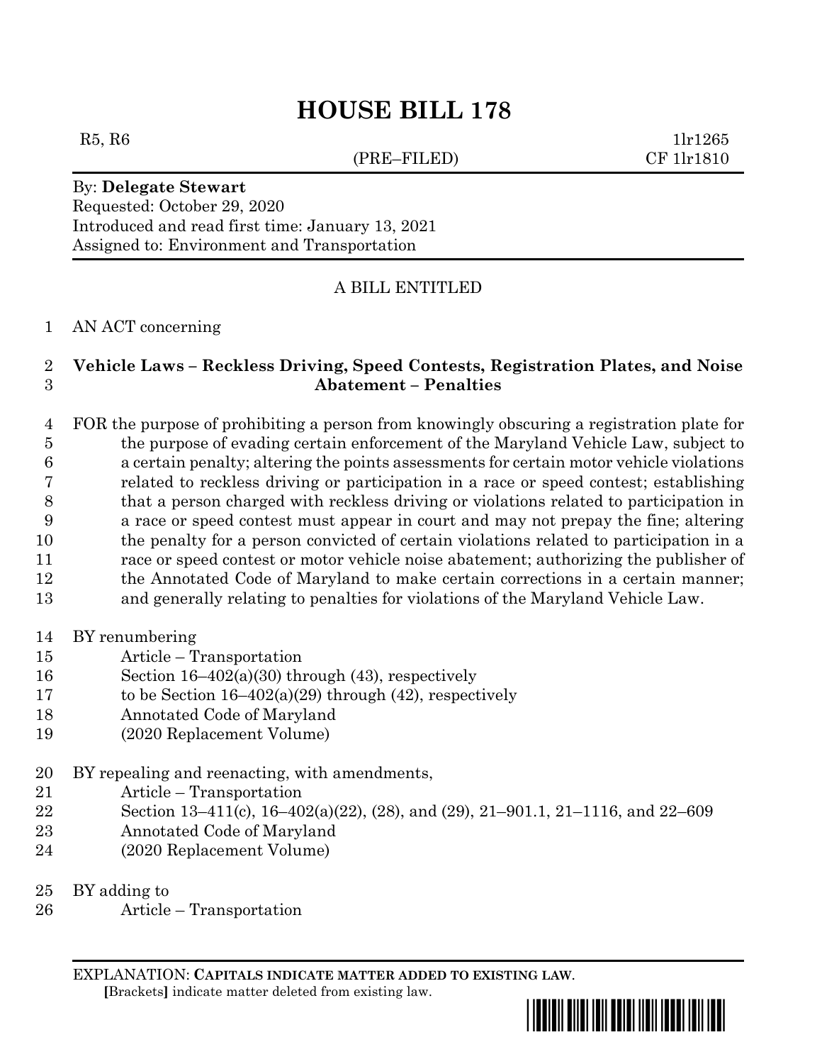# HOUSE BILL 178

R5, R6 1lr1265

(PRE–FILED) CF 1lr1810

By: **Delegate Stewart**
Requested: October 29, 2020
Introduced and read first time: January 13, 2021
Assigned to: Environment and Transportation

A BILL ENTITLED

1 AN ACT concerning

2 **Vehicle Laws – Reckless Driving, Speed Contests, Registration Plates, and Noise**
3 **Abatement – Penalties**

4 FOR the purpose of prohibiting a person from knowingly obscuring a registration plate for
5 the purpose of evading certain enforcement of the Maryland Vehicle Law, subject to
6 a certain penalty; altering the points assessments for certain motor vehicle violations
7 related to reckless driving or participation in a race or speed contest; establishing
8 that a person charged with reckless driving or violations related to participation in
9 a race or speed contest must appear in court and may not prepay the fine; altering
10 the penalty for a person convicted of certain violations related to participation in a
11 race or speed contest or motor vehicle noise abatement; authorizing the publisher of
12 the Annotated Code of Maryland to make certain corrections in a certain manner;
13 and generally relating to penalties for violations of the Maryland Vehicle Law.

14 BY renumbering
15 Article – Transportation
16 Section 16–402(a)(30) through (43), respectively
17 to be Section 16–402(a)(29) through (42), respectively
18 Annotated Code of Maryland
19 (2020 Replacement Volume)

20 BY repealing and reenacting, with amendments,
21 Article – Transportation
22 Section 13–411(c), 16–402(a)(22), (28), and (29), 21–901.1, 21–1116, and 22–609
23 Annotated Code of Maryland
24 (2020 Replacement Volume)

25 BY adding to
26 Article – Transportation

EXPLANATION: **CAPITALS INDICATE MATTER ADDED TO EXISTING LAW.**
[Brackets] indicate matter deleted from existing law.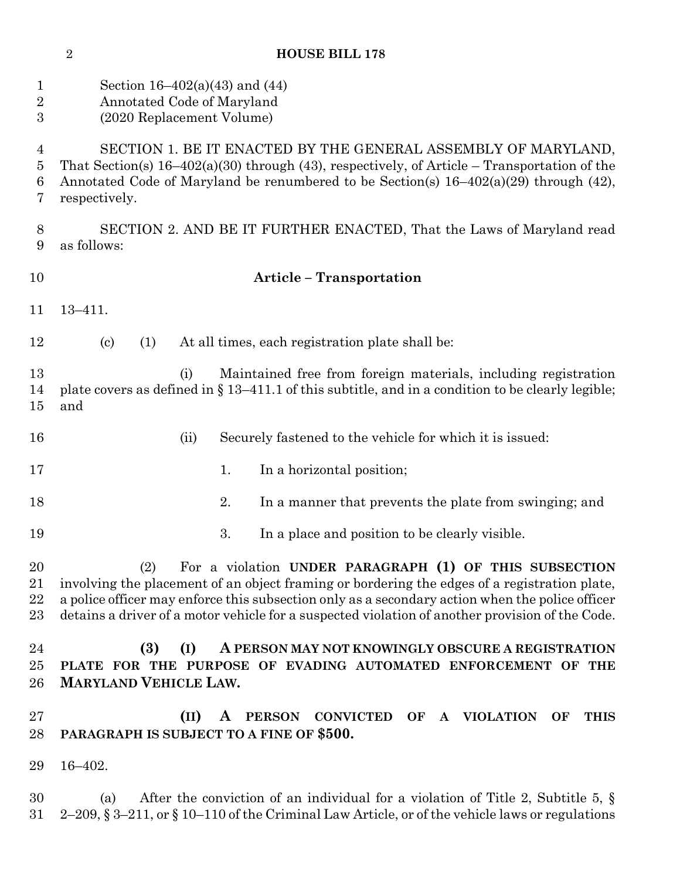Section 16–402(a)(43) and (44)
Annotated Code of Maryland
(2020 Replacement Volume)

SECTION 1. BE IT ENACTED BY THE GENERAL ASSEMBLY OF MARYLAND, That Section(s) 16–402(a)(30) through (43), respectively, of Article – Transportation of the Annotated Code of Maryland be renumbered to be Section(s) 16–402(a)(29) through (42), respectively.

SECTION 2. AND BE IT FURTHER ENACTED, That the Laws of Maryland read as follows:

## Article – Transportation

13–411.

(c) (1) At all times, each registration plate shall be:

(i) Maintained free from foreign materials, including registration plate covers as defined in § 13–411.1 of this subtitle, and in a condition to be clearly legible; and

(ii) Securely fastened to the vehicle for which it is issued:

1. In a horizontal position;

2. In a manner that prevents the plate from swinging; and

3. In a place and position to be clearly visible.

(2) For a violation **UNDER PARAGRAPH (1) OF THIS SUBSECTION** involving the placement of an object framing or bordering the edges of a registration plate, a police officer may enforce this subsection only as a secondary action when the police officer detains a driver of a motor vehicle for a suspected violation of another provision of the Code.

**(3) (I) A PERSON MAY NOT KNOWINGLY OBSCURE A REGISTRATION PLATE FOR THE PURPOSE OF EVADING AUTOMATED ENFORCEMENT OF THE MARYLAND VEHICLE LAW.**

**(II) A PERSON CONVICTED OF A VIOLATION OF THIS PARAGRAPH IS SUBJECT TO A FINE OF $500.**

16–402.

(a) After the conviction of an individual for a violation of Title 2, Subtitle 5, § 2–209, § 3–211, or § 10–110 of the Criminal Law Article, or of the vehicle laws or regulations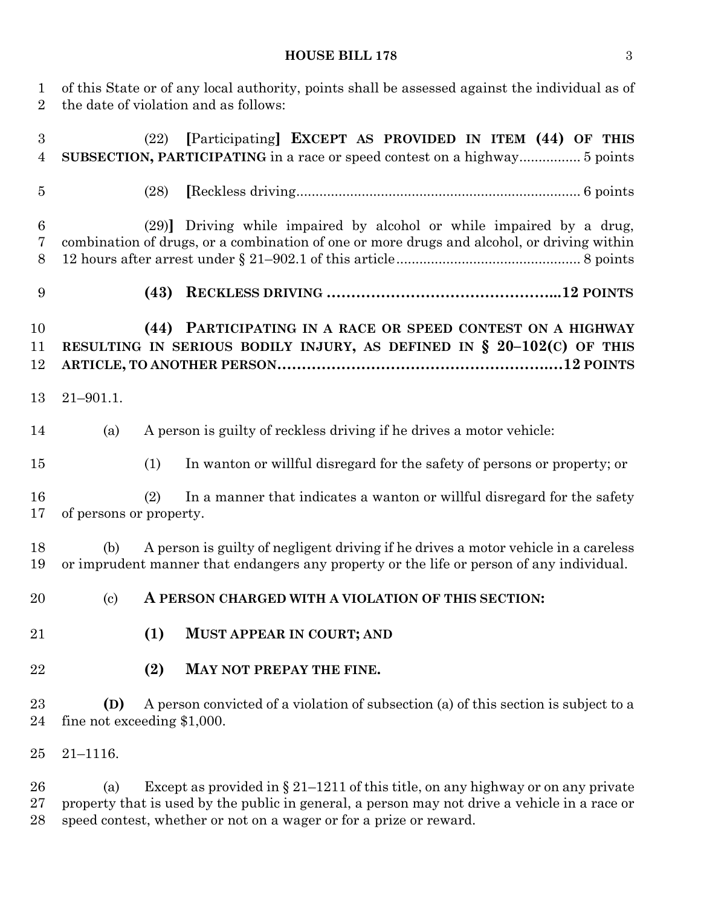of this State or of any local authority, points shall be assessed against the individual as of the date of violation and as follows:

(22) [Participating] **EXCEPT AS PROVIDED IN ITEM (44) OF THIS SUBSECTION, PARTICIPATING** in a race or speed contest on a highway................ 5 points

(28) [Reckless driving......................................................................... 6 points

(29)] Driving while impaired by alcohol or while impaired by a drug, combination of drugs, or a combination of one or more drugs and alcohol, or driving within 12 hours after arrest under § 21–902.1 of this article................................................ 8 points

**(43) RECKLESS DRIVING ...............................................12 POINTS**

**(44) PARTICIPATING IN A RACE OR SPEED CONTEST ON A HIGHWAY RESULTING IN SERIOUS BODILY INJURY, AS DEFINED IN § 20–102(C) OF THIS ARTICLE, TO ANOTHER PERSON.........................................................12 POINTS**

21–901.1.

(a) A person is guilty of reckless driving if he drives a motor vehicle:

(1) In wanton or willful disregard for the safety of persons or property; or

(2) In a manner that indicates a wanton or willful disregard for the safety of persons or property.

(b) A person is guilty of negligent driving if he drives a motor vehicle in a careless or imprudent manner that endangers any property or the life or person of any individual.

(c) **A PERSON CHARGED WITH A VIOLATION OF THIS SECTION:**

**(1) MUST APPEAR IN COURT; AND**

**(2) MAY NOT PREPAY THE FINE.**

**(D)** A person convicted of a violation of subsection (a) of this section is subject to a fine not exceeding $1,000.

21–1116.

(a) Except as provided in § 21–1211 of this title, on any highway or on any private property that is used by the public in general, a person may not drive a vehicle in a race or speed contest, whether or not on a wager or for a prize or reward.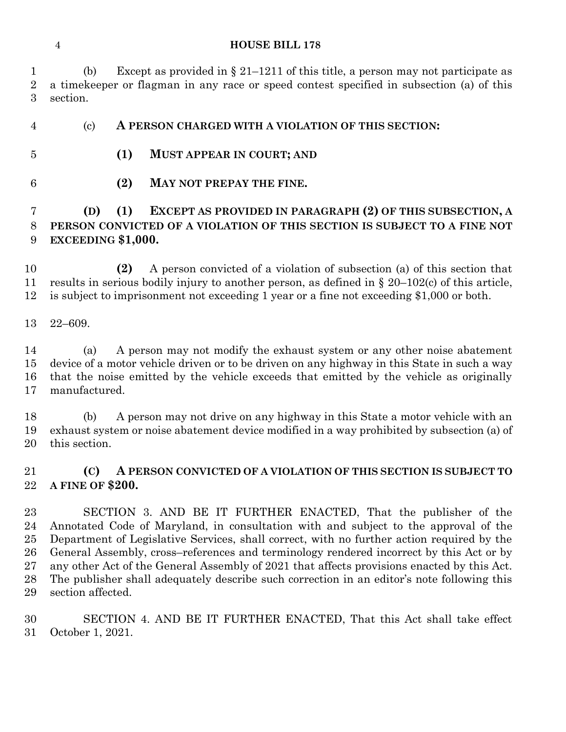(b) Except as provided in § 21–1211 of this title, a person may not participate as a timekeeper or flagman in any race or speed contest specified in subsection (a) of this section.

(c) **A PERSON CHARGED WITH A VIOLATION OF THIS SECTION:**

**(1) MUST APPEAR IN COURT; AND**

**(2) MAY NOT PREPAY THE FINE.**

**(D) (1) EXCEPT AS PROVIDED IN PARAGRAPH (2) OF THIS SUBSECTION, A PERSON CONVICTED OF A VIOLATION OF THIS SECTION IS SUBJECT TO A FINE NOT EXCEEDING $1,000.**

**(2)** A person convicted of a violation of subsection (a) of this section that results in serious bodily injury to another person, as defined in § 20–102(c) of this article, is subject to imprisonment not exceeding 1 year or a fine not exceeding $1,000 or both.

22–609.

(a) A person may not modify the exhaust system or any other noise abatement device of a motor vehicle driven or to be driven on any highway in this State in such a way that the noise emitted by the vehicle exceeds that emitted by the vehicle as originally manufactured.

(b) A person may not drive on any highway in this State a motor vehicle with an exhaust system or noise abatement device modified in a way prohibited by subsection (a) of this section.

**(C) A PERSON CONVICTED OF A VIOLATION OF THIS SECTION IS SUBJECT TO A FINE OF $200.**

SECTION 3. AND BE IT FURTHER ENACTED, That the publisher of the Annotated Code of Maryland, in consultation with and subject to the approval of the Department of Legislative Services, shall correct, with no further action required by the General Assembly, cross–references and terminology rendered incorrect by this Act or by any other Act of the General Assembly of 2021 that affects provisions enacted by this Act. The publisher shall adequately describe such correction in an editor's note following this section affected.

SECTION 4. AND BE IT FURTHER ENACTED, That this Act shall take effect October 1, 2021.